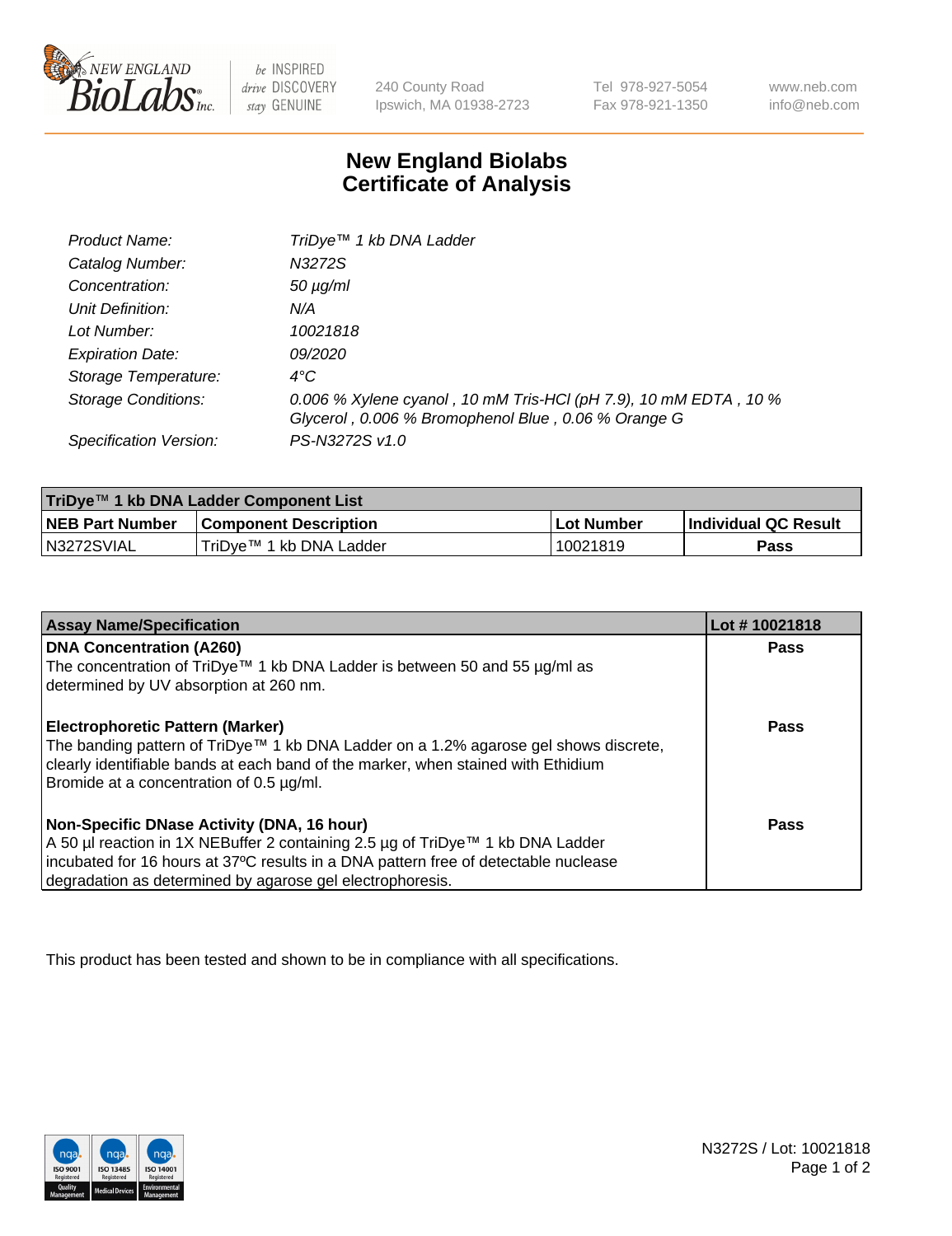# New England Biolabs Certificate of Analysis

| | |
|---|---|
| *Product Name:* | *TriDye™ 1 kb DNA Ladder* |
| *Catalog Number:* | *N3272S* |
| *Concentration:* | *50 µg/ml* |
| *Unit Definition:* | *N/A* |
| *Lot Number:* | *10021818* |
| *Expiration Date:* | *09/2020* |
| *Storage Temperature:* | *4°C* |
| *Storage Conditions:* | *0.006 % Xylene cyanol , 10 mM Tris-HCl (pH 7.9), 10 mM EDTA , 10 % Glycerol , 0.006 % Bromophenol Blue , 0.06 % Orange G* |
| *Specification Version:* | *PS-N3272S v1.0* |

| TriDye™ 1 kb DNA Ladder Component List | | | |
|---|---|---|---|
| **NEB Part Number** | **Component Description** | **Lot Number** | **Individual QC Result** |
| N3272SVIAL | TriDye™ 1 kb DNA Ladder | 10021819 | **Pass** |

| Assay Name/Specification | Lot # 10021818 |
|---|---|
| **DNA Concentration (A260)**<br>The concentration of TriDye™ 1 kb DNA Ladder is between 50 and 55 µg/ml as determined by UV absorption at 260 nm. | **Pass** |
| **Electrophoretic Pattern (Marker)**<br>The banding pattern of TriDye™ 1 kb DNA Ladder on a 1.2% agarose gel shows discrete, clearly identifiable bands at each band of the marker, when stained with Ethidium Bromide at a concentration of 0.5 µg/ml. | **Pass** |
| **Non-Specific DNase Activity (DNA, 16 hour)**<br>A 50 µl reaction in 1X NEBuffer 2 containing 2.5 µg of TriDye™ 1 kb DNA Ladder incubated for 16 hours at 37ºC results in a DNA pattern free of detectable nuclease degradation as determined by agarose gel electrophoresis. | **Pass** |

This product has been tested and shown to be in compliance with all specifications.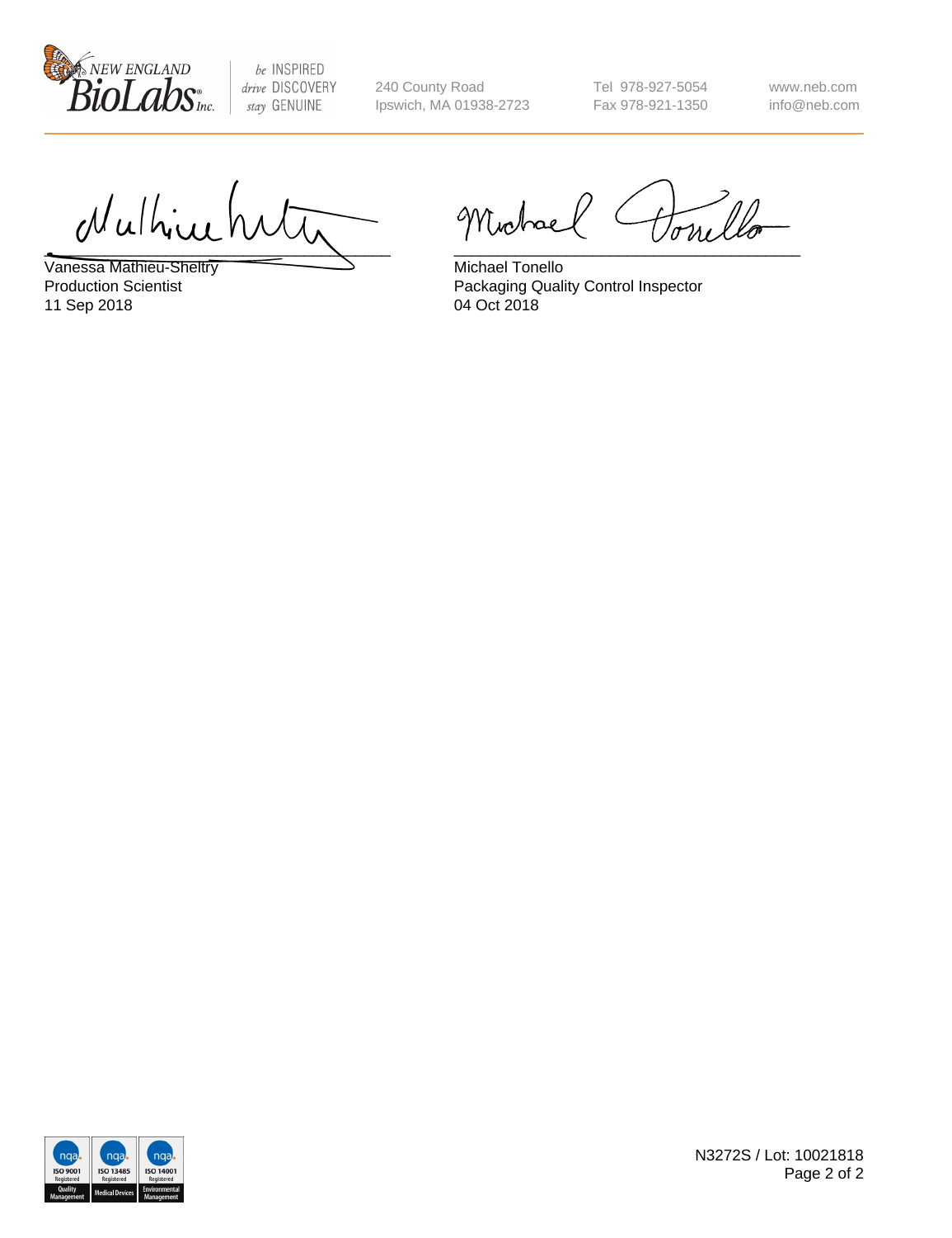240 County Road
Ipswich, MA 01938-2723

Tel 978-927-5054
Fax 978-921-1350

www.neb.com
info@neb.com

Vanessa Mathieu-Sheltry
Production Scientist
11 Sep 2018

Michael Tonello
Packaging Quality Control Inspector
04 Oct 2018

N3272S / Lot: 10021818